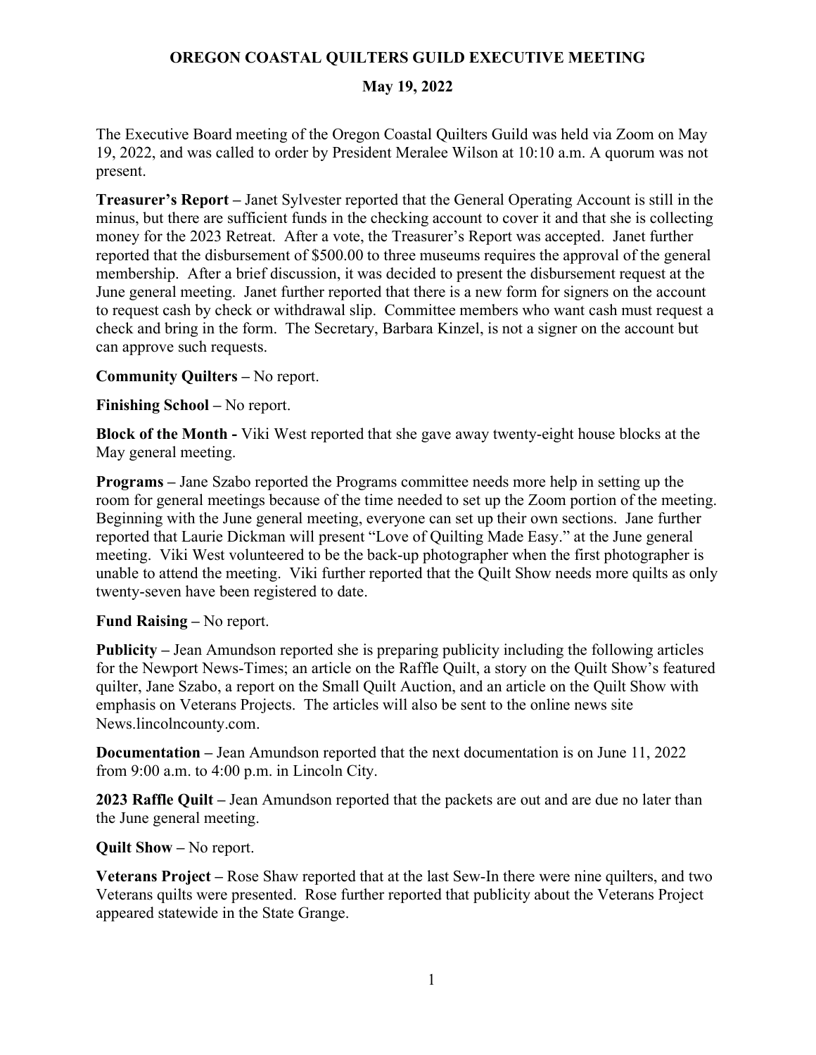# OREGON COASTAL QUILTERS GUILD EXECUTIVE MEETING

## May 19, 2022

The Executive Board meeting of the Oregon Coastal Quilters Guild was held via Zoom on May 19, 2022, and was called to order by President Meralee Wilson at 10:10 a.m. A quorum was not present.

**Treasurer's Report –** Janet Sylvester reported that the General Operating Account is still in the minus, but there are sufficient funds in the checking account to cover it and that she is collecting money for the 2023 Retreat. After a vote, the Treasurer's Report was accepted. Janet further reported that the disbursement of $500.00 to three museums requires the approval of the general membership. After a brief discussion, it was decided to present the disbursement request at the June general meeting. Janet further reported that there is a new form for signers on the account to request cash by check or withdrawal slip. Committee members who want cash must request a check and bring in the form. The Secretary, Barbara Kinzel, is not a signer on the account but can approve such requests.

**Community Quilters –** No report.

**Finishing School –** No report.

**Block of the Month -** Viki West reported that she gave away twenty-eight house blocks at the May general meeting.

**Programs –** Jane Szabo reported the Programs committee needs more help in setting up the room for general meetings because of the time needed to set up the Zoom portion of the meeting. Beginning with the June general meeting, everyone can set up their own sections. Jane further reported that Laurie Dickman will present "Love of Quilting Made Easy." at the June general meeting. Viki West volunteered to be the back-up photographer when the first photographer is unable to attend the meeting. Viki further reported that the Quilt Show needs more quilts as only twenty-seven have been registered to date.

**Fund Raising –** No report.

**Publicity –** Jean Amundson reported she is preparing publicity including the following articles for the Newport News-Times; an article on the Raffle Quilt, a story on the Quilt Show's featured quilter, Jane Szabo, a report on the Small Quilt Auction, and an article on the Quilt Show with emphasis on Veterans Projects. The articles will also be sent to the online news site News.lincolncounty.com.

**Documentation –** Jean Amundson reported that the next documentation is on June 11, 2022 from 9:00 a.m. to 4:00 p.m. in Lincoln City.

**2023 Raffle Quilt –** Jean Amundson reported that the packets are out and are due no later than the June general meeting.

**Quilt Show –** No report.

**Veterans Project –** Rose Shaw reported that at the last Sew-In there were nine quilters, and two Veterans quilts were presented. Rose further reported that publicity about the Veterans Project appeared statewide in the State Grange.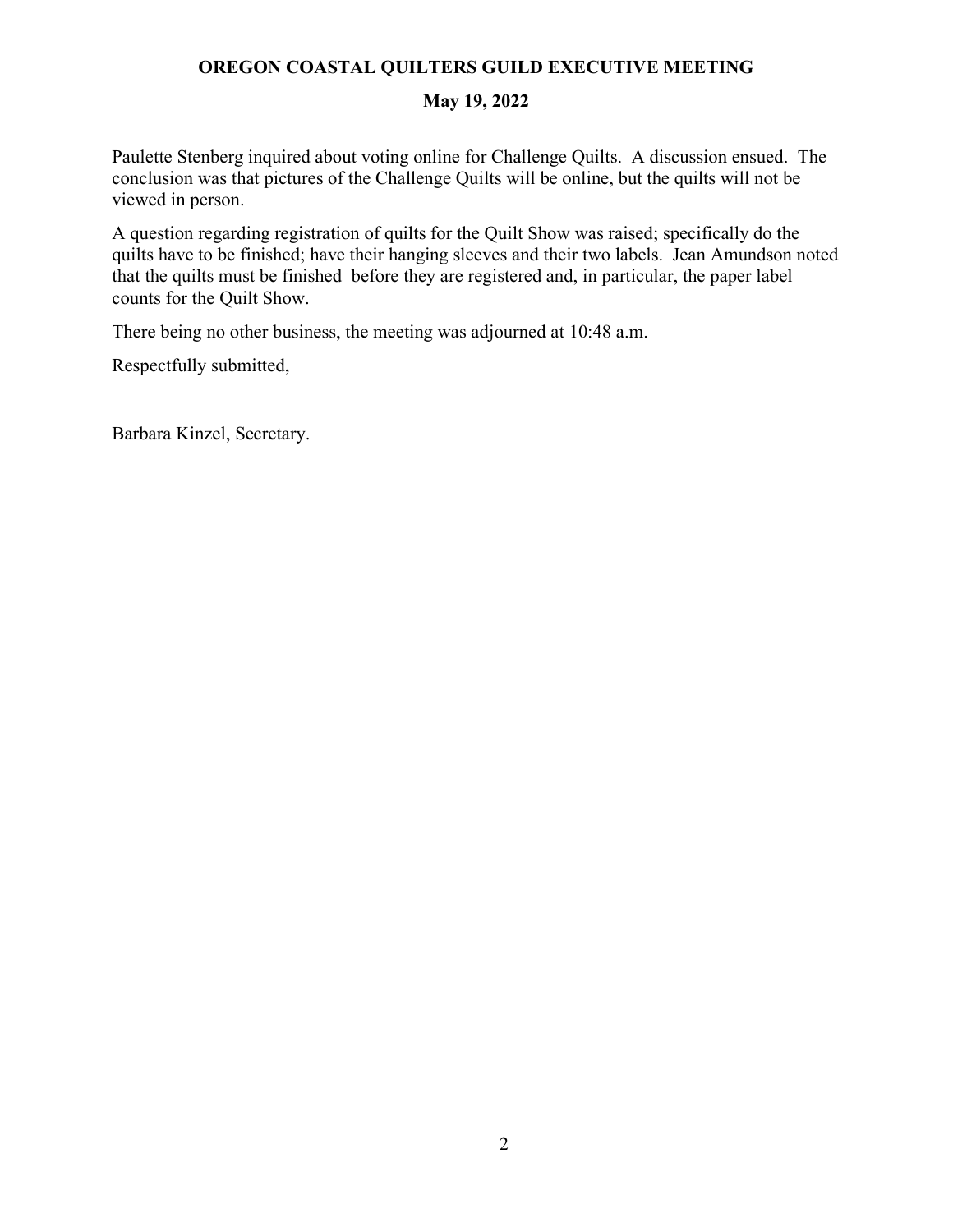**OREGON COASTAL QUILTERS GUILD EXECUTIVE MEETING**

**May 19, 2022**

Paulette Stenberg inquired about voting online for Challenge Quilts. A discussion ensued. The conclusion was that pictures of the Challenge Quilts will be online, but the quilts will not be viewed in person.

A question regarding registration of quilts for the Quilt Show was raised; specifically do the quilts have to be finished; have their hanging sleeves and their two labels. Jean Amundson noted that the quilts must be finished before they are registered and, in particular, the paper label counts for the Quilt Show.

There being no other business, the meeting was adjourned at 10:48 a.m.

Respectfully submitted,

Barbara Kinzel, Secretary.